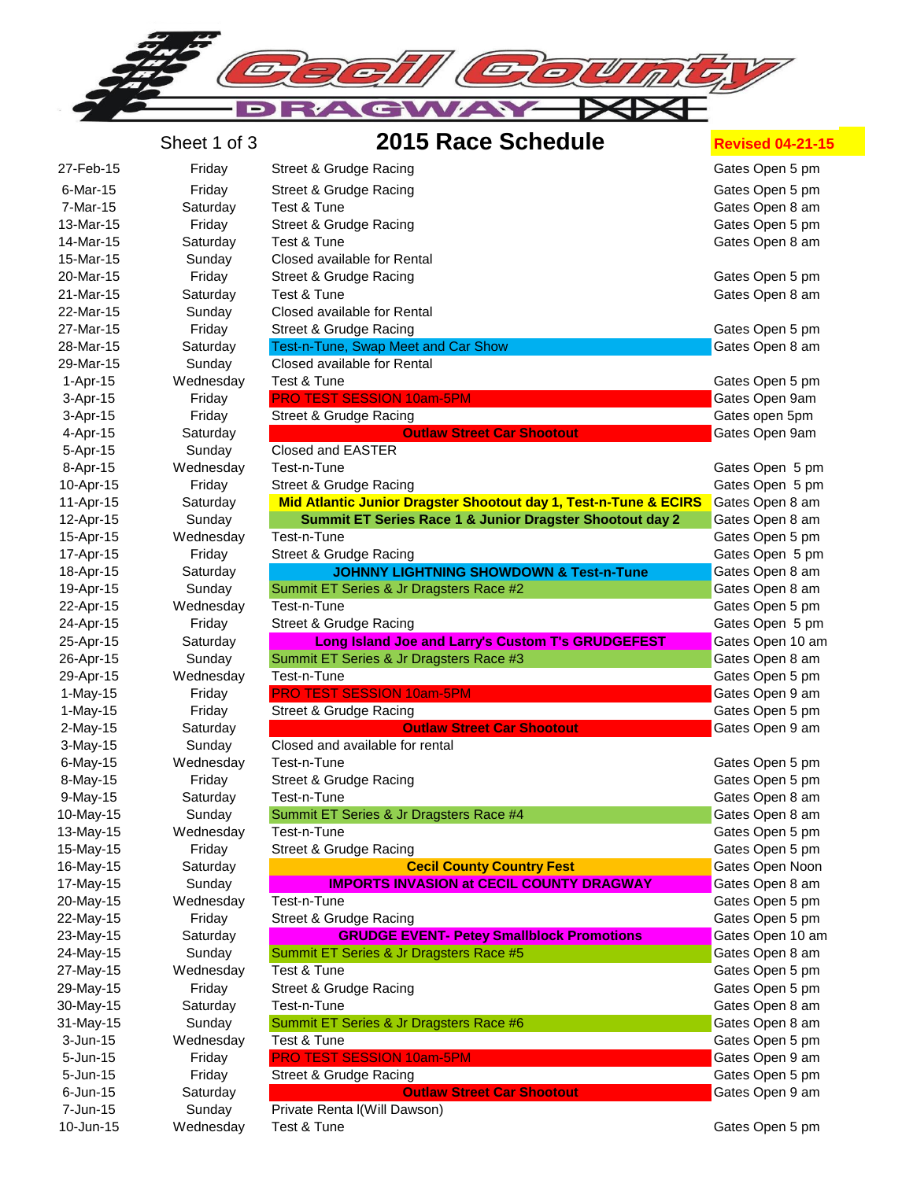# Cecil County Dragway

Sheet 1 of 3

## 2015 Race Schedule

**Revised 04-21-15**

| Date | Day | Event | Gates |
|---|---|---|---|
| 27-Feb-15 | Friday | Street & Grudge Racing | Gates Open 5 pm |
| 6-Mar-15 | Friday | Street & Grudge Racing | Gates Open 5 pm |
| 7-Mar-15 | Saturday | Test & Tune | Gates Open 8 am |
| 13-Mar-15 | Friday | Street & Grudge Racing | Gates Open 5 pm |
| 14-Mar-15 | Saturday | Test & Tune | Gates Open 8 am |
| 15-Mar-15 | Sunday | Closed available for Rental | |
| 20-Mar-15 | Friday | Street & Grudge Racing | Gates Open 5 pm |
| 21-Mar-15 | Saturday | Test & Tune | Gates Open 8 am |
| 22-Mar-15 | Sunday | Closed available for Rental | |
| 27-Mar-15 | Friday | Street & Grudge Racing | Gates Open 5 pm |
| 28-Mar-15 | Saturday | Test-n-Tune, Swap Meet and Car Show | Gates Open 8 am |
| 29-Mar-15 | Sunday | Closed available for Rental | |
| 1-Apr-15 | Wednesday | Test & Tune | Gates Open 5 pm |
| 3-Apr-15 | Friday | PRO TEST SESSION 10am-5PM | Gates Open 9am |
| 3-Apr-15 | Friday | Street & Grudge Racing | Gates open 5pm |
| 4-Apr-15 | Saturday | **Outlaw Street Car Shootout** | Gates Open 9am |
| 5-Apr-15 | Sunday | Closed and EASTER | |
| 8-Apr-15 | Wednesday | Test-n-Tune | Gates Open 5 pm |
| 10-Apr-15 | Friday | Street & Grudge Racing | Gates Open 5 pm |
| 11-Apr-15 | Saturday | **Mid Atlantic Junior Dragster Shootout day 1, Test-n-Tune & ECIRS** | Gates Open 8 am |
| 12-Apr-15 | Sunday | **Summit ET Series Race 1 & Junior Dragster Shootout day 2** | Gates Open 8 am |
| 15-Apr-15 | Wednesday | Test-n-Tune | Gates Open 5 pm |
| 17-Apr-15 | Friday | Street & Grudge Racing | Gates Open 5 pm |
| 18-Apr-15 | Saturday | **JOHNNY LIGHTNING SHOWDOWN & Test-n-Tune** | Gates Open 8 am |
| 19-Apr-15 | Sunday | Summit ET Series & Jr Dragsters Race #2 | Gates Open 8 am |
| 22-Apr-15 | Wednesday | Test-n-Tune | Gates Open 5 pm |
| 24-Apr-15 | Friday | Street & Grudge Racing | Gates Open 5 pm |
| 25-Apr-15 | Saturday | **Long Island Joe and Larry's Custom T's GRUDGEFEST** | Gates Open 10 am |
| 26-Apr-15 | Sunday | Summit ET Series & Jr Dragsters Race #3 | Gates Open 8 am |
| 29-Apr-15 | Wednesday | Test-n-Tune | Gates Open 5 pm |
| 1-May-15 | Friday | PRO TEST SESSION 10am-5PM | Gates Open 9 am |
| 1-May-15 | Friday | Street & Grudge Racing | Gates Open 5 pm |
| 2-May-15 | Saturday | **Outlaw Street Car Shootout** | Gates Open 9 am |
| 3-May-15 | Sunday | Closed and available for rental | |
| 6-May-15 | Wednesday | Test-n-Tune | Gates Open 5 pm |
| 8-May-15 | Friday | Street & Grudge Racing | Gates Open 5 pm |
| 9-May-15 | Saturday | Test-n-Tune | Gates Open 8 am |
| 10-May-15 | Sunday | Summit ET Series & Jr Dragsters Race #4 | Gates Open 8 am |
| 13-May-15 | Wednesday | Test-n-Tune | Gates Open 5 pm |
| 15-May-15 | Friday | Street & Grudge Racing | Gates Open 5 pm |
| 16-May-15 | Saturday | **Cecil County Country Fest** | Gates Open Noon |
| 17-May-15 | Sunday | **IMPORTS INVASION at CECIL COUNTY DRAGWAY** | Gates Open 8 am |
| 20-May-15 | Wednesday | Test-n-Tune | Gates Open 5 pm |
| 22-May-15 | Friday | Street & Grudge Racing | Gates Open 5 pm |
| 23-May-15 | Saturday | **GRUDGE EVENT- Petey Smallblock Promotions** | Gates Open 10 am |
| 24-May-15 | Sunday | Summit ET Series & Jr Dragsters Race #5 | Gates Open 8 am |
| 27-May-15 | Wednesday | Test & Tune | Gates Open 5 pm |
| 29-May-15 | Friday | Street & Grudge Racing | Gates Open 5 pm |
| 30-May-15 | Saturday | Test-n-Tune | Gates Open 8 am |
| 31-May-15 | Sunday | Summit ET Series & Jr Dragsters Race #6 | Gates Open 8 am |
| 3-Jun-15 | Wednesday | Test & Tune | Gates Open 5 pm |
| 5-Jun-15 | Friday | PRO TEST SESSION 10am-5PM | Gates Open 9 am |
| 5-Jun-15 | Friday | Street & Grudge Racing | Gates Open 5 pm |
| 6-Jun-15 | Saturday | **Outlaw Street Car Shootout** | Gates Open 9 am |
| 7-Jun-15 | Sunday | Private Renta l(Will Dawson) | |
| 10-Jun-15 | Wednesday | Test & Tune | Gates Open 5 pm |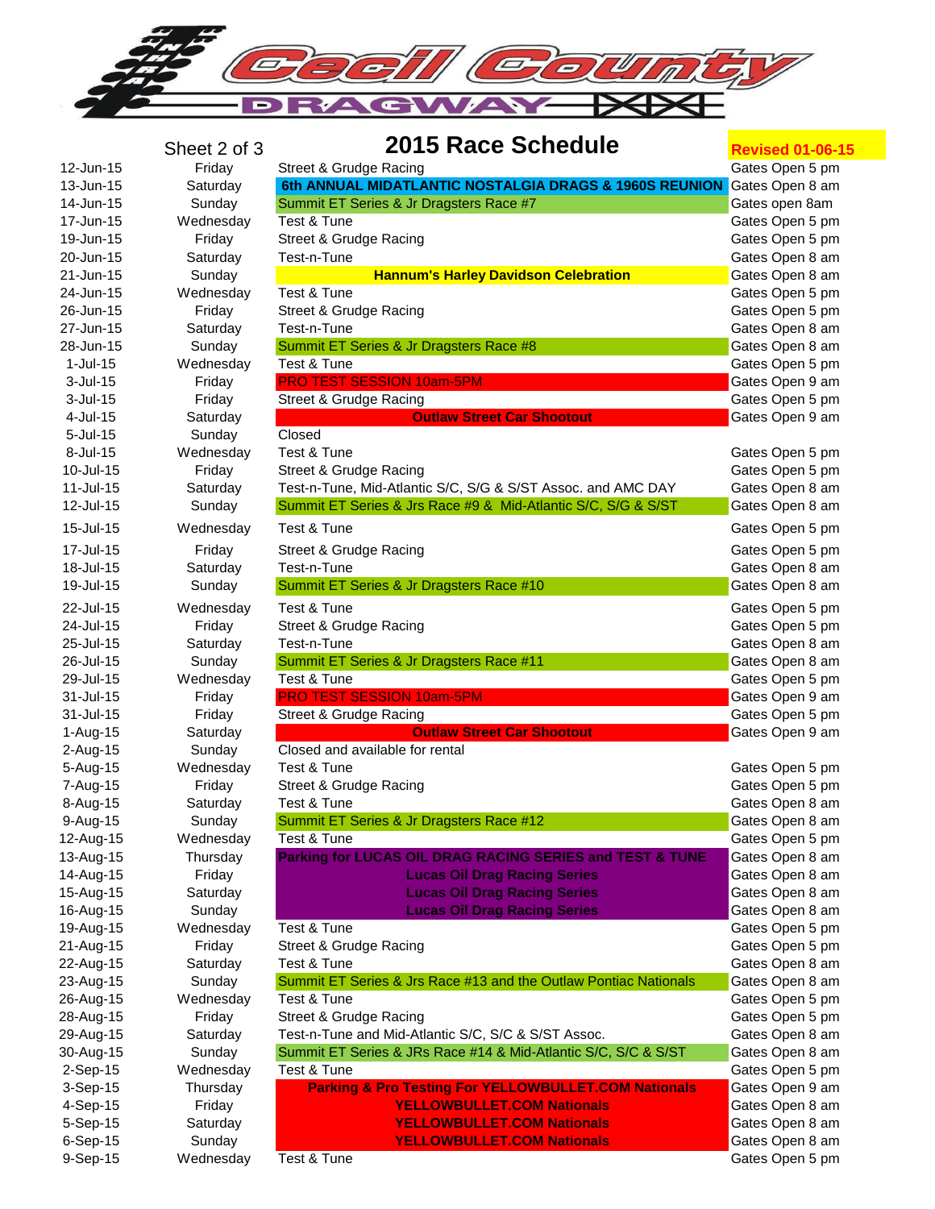# Cecil County Dragway

## 2015 Race Schedule

Sheet 2 of 3

**Revised 01-06-15**

| Date | Day | Event | Gates |
|---|---|---|---|
| 12-Jun-15 | Friday | Street & Grudge Racing | Gates Open 5 pm |
| 13-Jun-15 | Saturday | **6th ANNUAL MIDATLANTIC NOSTALGIA DRAGS & 1960S REUNION** | Gates Open 8 am |
| 14-Jun-15 | Sunday | Summit ET Series & Jr Dragsters Race #7 | Gates open 8am |
| 17-Jun-15 | Wednesday | Test & Tune | Gates Open 5 pm |
| 19-Jun-15 | Friday | Street & Grudge Racing | Gates Open 5 pm |
| 20-Jun-15 | Saturday | Test-n-Tune | Gates Open 8 am |
| 21-Jun-15 | Sunday | **Hannum's Harley Davidson Celebration** | Gates Open 8 am |
| 24-Jun-15 | Wednesday | Test & Tune | Gates Open 5 pm |
| 26-Jun-15 | Friday | Street & Grudge Racing | Gates Open 5 pm |
| 27-Jun-15 | Saturday | Test-n-Tune | Gates Open 8 am |
| 28-Jun-15 | Sunday | Summit ET Series & Jr Dragsters Race #8 | Gates Open 8 am |
| 1-Jul-15 | Wednesday | Test & Tune | Gates Open 5 pm |
| 3-Jul-15 | Friday | PRO TEST SESSION 10am-5PM | Gates Open 9 am |
| 3-Jul-15 | Friday | Street & Grudge Racing | Gates Open 5 pm |
| 4-Jul-15 | Saturday | **Outlaw Street Car Shootout** | Gates Open 9 am |
| 5-Jul-15 | Sunday | Closed | |
| 8-Jul-15 | Wednesday | Test & Tune | Gates Open 5 pm |
| 10-Jul-15 | Friday | Street & Grudge Racing | Gates Open 5 pm |
| 11-Jul-15 | Saturday | Test-n-Tune, Mid-Atlantic S/C, S/G & S/ST Assoc. and AMC DAY | Gates Open 8 am |
| 12-Jul-15 | Sunday | Summit ET Series & Jrs Race #9 & Mid-Atlantic S/C, S/G & S/ST | Gates Open 8 am |
| 15-Jul-15 | Wednesday | Test & Tune | Gates Open 5 pm |
| 17-Jul-15 | Friday | Street & Grudge Racing | Gates Open 5 pm |
| 18-Jul-15 | Saturday | Test-n-Tune | Gates Open 8 am |
| 19-Jul-15 | Sunday | Summit ET Series & Jr Dragsters Race #10 | Gates Open 8 am |
| 22-Jul-15 | Wednesday | Test & Tune | Gates Open 5 pm |
| 24-Jul-15 | Friday | Street & Grudge Racing | Gates Open 5 pm |
| 25-Jul-15 | Saturday | Test-n-Tune | Gates Open 8 am |
| 26-Jul-15 | Sunday | Summit ET Series & Jr Dragsters Race #11 | Gates Open 8 am |
| 29-Jul-15 | Wednesday | Test & Tune | Gates Open 5 pm |
| 31-Jul-15 | Friday | PRO TEST SESSION 10am-5PM | Gates Open 9 am |
| 31-Jul-15 | Friday | Street & Grudge Racing | Gates Open 5 pm |
| 1-Aug-15 | Saturday | **Outlaw Street Car Shootout** | Gates Open 9 am |
| 2-Aug-15 | Sunday | Closed and available for rental | |
| 5-Aug-15 | Wednesday | Test & Tune | Gates Open 5 pm |
| 7-Aug-15 | Friday | Street & Grudge Racing | Gates Open 5 pm |
| 8-Aug-15 | Saturday | Test & Tune | Gates Open 8 am |
| 9-Aug-15 | Sunday | Summit ET Series & Jr Dragsters Race #12 | Gates Open 8 am |
| 12-Aug-15 | Wednesday | Test & Tune | Gates Open 5 pm |
| 13-Aug-15 | Thursday | **Parking for LUCAS OIL DRAG RACING SERIES and TEST & TUNE** | Gates Open 8 am |
| 14-Aug-15 | Friday | **Lucas Oil Drag Racing Series** | Gates Open 8 am |
| 15-Aug-15 | Saturday | **Lucas Oil Drag Racing Series** | Gates Open 8 am |
| 16-Aug-15 | Sunday | **Lucas Oil Drag Racing Series** | Gates Open 8 am |
| 19-Aug-15 | Wednesday | Test & Tune | Gates Open 5 pm |
| 21-Aug-15 | Friday | Street & Grudge Racing | Gates Open 5 pm |
| 22-Aug-15 | Saturday | Test & Tune | Gates Open 8 am |
| 23-Aug-15 | Sunday | Summit ET Series & Jrs Race #13 and the Outlaw Pontiac Nationals | Gates Open 8 am |
| 26-Aug-15 | Wednesday | Test & Tune | Gates Open 5 pm |
| 28-Aug-15 | Friday | Street & Grudge Racing | Gates Open 5 pm |
| 29-Aug-15 | Saturday | Test-n-Tune and Mid-Atlantic S/C, S/C & S/ST Assoc. | Gates Open 8 am |
| 30-Aug-15 | Sunday | Summit ET Series & JRs Race #14 & Mid-Atlantic S/C, S/C & S/ST | Gates Open 8 am |
| 2-Sep-15 | Wednesday | Test & Tune | Gates Open 5 pm |
| 3-Sep-15 | Thursday | **Parking & Pro Testing For YELLOWBULLET.COM Nationals** | Gates Open 9 am |
| 4-Sep-15 | Friday | **YELLOWBULLET.COM Nationals** | Gates Open 8 am |
| 5-Sep-15 | Saturday | **YELLOWBULLET.COM Nationals** | Gates Open 8 am |
| 6-Sep-15 | Sunday | **YELLOWBULLET.COM Nationals** | Gates Open 8 am |
| 9-Sep-15 | Wednesday | Test & Tune | Gates Open 5 pm |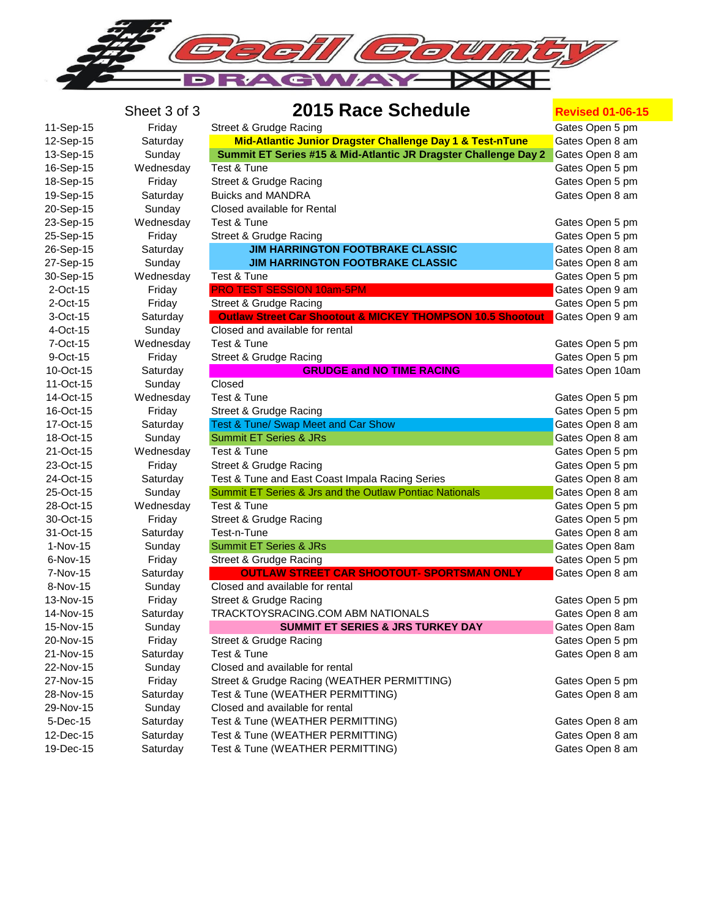Cecil County DRAGWAY

Sheet 3 of 3

# 2015 Race Schedule

**Revised 01-06-15**

| | | | |
|---|---|---|---|
| 11-Sep-15 | Friday | Street & Grudge Racing | Gates Open 5 pm |
| 12-Sep-15 | Saturday | **Mid-Atlantic Junior Dragster Challenge Day 1 & Test-nTune** | Gates Open 8 am |
| 13-Sep-15 | Sunday | **Summit ET Series #15 & Mid-Atlantic JR Dragster Challenge Day 2** | Gates Open 8 am |
| 16-Sep-15 | Wednesday | Test & Tune | Gates Open 5 pm |
| 18-Sep-15 | Friday | Street & Grudge Racing | Gates Open 5 pm |
| 19-Sep-15 | Saturday | Buicks and MANDRA | Gates Open 8 am |
| 20-Sep-15 | Sunday | Closed available for Rental | |
| 23-Sep-15 | Wednesday | Test & Tune | Gates Open 5 pm |
| 25-Sep-15 | Friday | Street & Grudge Racing | Gates Open 5 pm |
| 26-Sep-15 | Saturday | **JIM HARRINGTON FOOTBRAKE CLASSIC** | Gates Open 8 am |
| 27-Sep-15 | Sunday | **JIM HARRINGTON FOOTBRAKE CLASSIC** | Gates Open 8 am |
| 30-Sep-15 | Wednesday | Test & Tune | Gates Open 5 pm |
| 2-Oct-15 | Friday | PRO TEST SESSION 10am-5PM | Gates Open 9 am |
| 2-Oct-15 | Friday | Street & Grudge Racing | Gates Open 5 pm |
| 3-Oct-15 | Saturday | **Outlaw Street Car Shootout & MICKEY THOMPSON 10.5 Shootout** | Gates Open 9 am |
| 4-Oct-15 | Sunday | Closed and available for rental | |
| 7-Oct-15 | Wednesday | Test & Tune | Gates Open 5 pm |
| 9-Oct-15 | Friday | Street & Grudge Racing | Gates Open 5 pm |
| 10-Oct-15 | Saturday | **GRUDGE and NO TIME RACING** | Gates Open 10am |
| 11-Oct-15 | Sunday | Closed | |
| 14-Oct-15 | Wednesday | Test & Tune | Gates Open 5 pm |
| 16-Oct-15 | Friday | Street & Grudge Racing | Gates Open 5 pm |
| 17-Oct-15 | Saturday | Test & Tune/ Swap Meet and Car Show | Gates Open 8 am |
| 18-Oct-15 | Sunday | Summit ET Series & JRs | Gates Open 8 am |
| 21-Oct-15 | Wednesday | Test & Tune | Gates Open 5 pm |
| 23-Oct-15 | Friday | Street & Grudge Racing | Gates Open 5 pm |
| 24-Oct-15 | Saturday | Test & Tune and East Coast Impala Racing Series | Gates Open 8 am |
| 25-Oct-15 | Sunday | Summit ET Series & Jrs and the Outlaw Pontiac Nationals | Gates Open 8 am |
| 28-Oct-15 | Wednesday | Test & Tune | Gates Open 5 pm |
| 30-Oct-15 | Friday | Street & Grudge Racing | Gates Open 5 pm |
| 31-Oct-15 | Saturday | Test-n-Tune | Gates Open 8 am |
| 1-Nov-15 | Sunday | Summit ET Series & JRs | Gates Open 8am |
| 6-Nov-15 | Friday | Street & Grudge Racing | Gates Open 5 pm |
| 7-Nov-15 | Saturday | **OUTLAW STREET CAR SHOOTOUT- SPORTSMAN ONLY** | Gates Open 8 am |
| 8-Nov-15 | Sunday | Closed and available for rental | |
| 13-Nov-15 | Friday | Street & Grudge Racing | Gates Open 5 pm |
| 14-Nov-15 | Saturday | TRACKTOYSRACING.COM ABM NATIONALS | Gates Open 8 am |
| 15-Nov-15 | Sunday | **SUMMIT ET SERIES & JRS TURKEY DAY** | Gates Open 8am |
| 20-Nov-15 | Friday | Street & Grudge Racing | Gates Open 5 pm |
| 21-Nov-15 | Saturday | Test & Tune | Gates Open 8 am |
| 22-Nov-15 | Sunday | Closed and available for rental | |
| 27-Nov-15 | Friday | Street & Grudge Racing (WEATHER PERMITTING) | Gates Open 5 pm |
| 28-Nov-15 | Saturday | Test & Tune (WEATHER PERMITTING) | Gates Open 8 am |
| 29-Nov-15 | Sunday | Closed and available for rental | |
| 5-Dec-15 | Saturday | Test & Tune (WEATHER PERMITTING) | Gates Open 8 am |
| 12-Dec-15 | Saturday | Test & Tune (WEATHER PERMITTING) | Gates Open 8 am |
| 19-Dec-15 | Saturday | Test & Tune (WEATHER PERMITTING) | Gates Open 8 am |